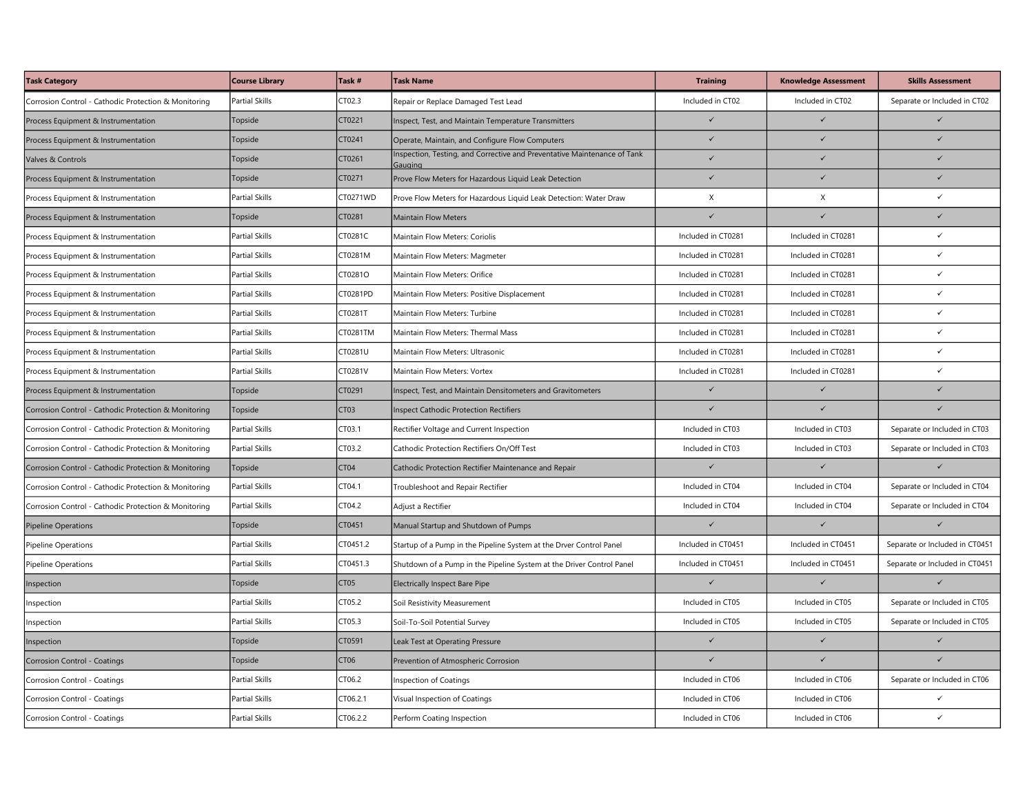| Task Category | Course Library | Task # | Task Name | Training | Knowledge Assessment | Skills Assessment |
|---|---|---|---|---|---|---|
| Corrosion Control - Cathodic Protection & Monitoring | Partial Skills | CT02.3 | Repair or Replace Damaged Test Lead | Included in CT02 | Included in CT02 | Separate or Included in CT02 |
| Process Equipment & Instrumentation | Topside | CT0221 | Inspect, Test, and Maintain Temperature Transmitters | ✓ | ✓ | ✓ |
| Process Equipment & Instrumentation | Topside | CT0241 | Operate, Maintain, and Configure Flow Computers | ✓ | ✓ | ✓ |
| Valves & Controls | Topside | CT0261 | Inspection, Testing, and Corrective and Preventative Maintenance of Tank Gauging | ✓ | ✓ | ✓ |
| Process Equipment & Instrumentation | Topside | CT0271 | Prove Flow Meters for Hazardous Liquid Leak Detection | ✓ | ✓ | ✓ |
| Process Equipment & Instrumentation | Partial Skills | CT0271WD | Prove Flow Meters for Hazardous Liquid Leak Detection: Water Draw | X | X | ✓ |
| Process Equipment & Instrumentation | Topside | CT0281 | Maintain Flow Meters | ✓ | ✓ | ✓ |
| Process Equipment & Instrumentation | Partial Skills | CT0281C | Maintain Flow Meters: Coriolis | Included in CT0281 | Included in CT0281 | ✓ |
| Process Equipment & Instrumentation | Partial Skills | CT0281M | Maintain Flow Meters: Magmeter | Included in CT0281 | Included in CT0281 | ✓ |
| Process Equipment & Instrumentation | Partial Skills | CT0281O | Maintain Flow Meters: Orifice | Included in CT0281 | Included in CT0281 | ✓ |
| Process Equipment & Instrumentation | Partial Skills | CT0281PD | Maintain Flow Meters: Positive Displacement | Included in CT0281 | Included in CT0281 | ✓ |
| Process Equipment & Instrumentation | Partial Skills | CT0281T | Maintain Flow Meters: Turbine | Included in CT0281 | Included in CT0281 | ✓ |
| Process Equipment & Instrumentation | Partial Skills | CT0281TM | Maintain Flow Meters: Thermal Mass | Included in CT0281 | Included in CT0281 | ✓ |
| Process Equipment & Instrumentation | Partial Skills | CT0281U | Maintain Flow Meters: Ultrasonic | Included in CT0281 | Included in CT0281 | ✓ |
| Process Equipment & Instrumentation | Partial Skills | CT0281V | Maintain Flow Meters: Vortex | Included in CT0281 | Included in CT0281 | ✓ |
| Process Equipment & Instrumentation | Topside | CT0291 | Inspect, Test, and Maintain Densitometers and Gravitometers | ✓ | ✓ | ✓ |
| Corrosion Control - Cathodic Protection & Monitoring | Topside | CT03 | Inspect Cathodic Protection Rectifiers | ✓ | ✓ | ✓ |
| Corrosion Control - Cathodic Protection & Monitoring | Partial Skills | CT03.1 | Rectifier Voltage and Current Inspection | Included in CT03 | Included in CT03 | Separate or Included in CT03 |
| Corrosion Control - Cathodic Protection & Monitoring | Partial Skills | CT03.2 | Cathodic Protection Rectifiers On/Off Test | Included in CT03 | Included in CT03 | Separate or Included in CT03 |
| Corrosion Control - Cathodic Protection & Monitoring | Topside | CT04 | Cathodic Protection Rectifier Maintenance and Repair | ✓ | ✓ | ✓ |
| Corrosion Control - Cathodic Protection & Monitoring | Partial Skills | CT04.1 | Troubleshoot and Repair Rectifier | Included in CT04 | Included in CT04 | Separate or Included in CT04 |
| Corrosion Control - Cathodic Protection & Monitoring | Partial Skills | CT04.2 | Adjust a Rectifier | Included in CT04 | Included in CT04 | Separate or Included in CT04 |
| Pipeline Operations | Topside | CT0451 | Manual Startup and Shutdown of Pumps | ✓ | ✓ | ✓ |
| Pipeline Operations | Partial Skills | CT0451.2 | Startup of a Pump in the Pipeline System at the Drver Control Panel | Included in CT0451 | Included in CT0451 | Separate or Included in CT0451 |
| Pipeline Operations | Partial Skills | CT0451.3 | Shutdown of a Pump in the Pipeline System at the Driver Control Panel | Included in CT0451 | Included in CT0451 | Separate or Included in CT0451 |
| Inspection | Topside | CT05 | Electrically Inspect Bare Pipe | ✓ | ✓ | ✓ |
| Inspection | Partial Skills | CT05.2 | Soil Resistivity Measurement | Included in CT05 | Included in CT05 | Separate or Included in CT05 |
| Inspection | Partial Skills | CT05.3 | Soil-To-Soil Potential Survey | Included in CT05 | Included in CT05 | Separate or Included in CT05 |
| Inspection | Topside | CT0591 | Leak Test at Operating Pressure | ✓ | ✓ | ✓ |
| Corrosion Control - Coatings | Topside | CT06 | Prevention of Atmospheric Corrosion | ✓ | ✓ | ✓ |
| Corrosion Control - Coatings | Partial Skills | CT06.2 | Inspection of Coatings | Included in CT06 | Included in CT06 | Separate or Included in CT06 |
| Corrosion Control - Coatings | Partial Skills | CT06.2.1 | Visual Inspection of Coatings | Included in CT06 | Included in CT06 | ✓ |
| Corrosion Control - Coatings | Partial Skills | CT06.2.2 | Perform Coating Inspection | Included in CT06 | Included in CT06 | ✓ |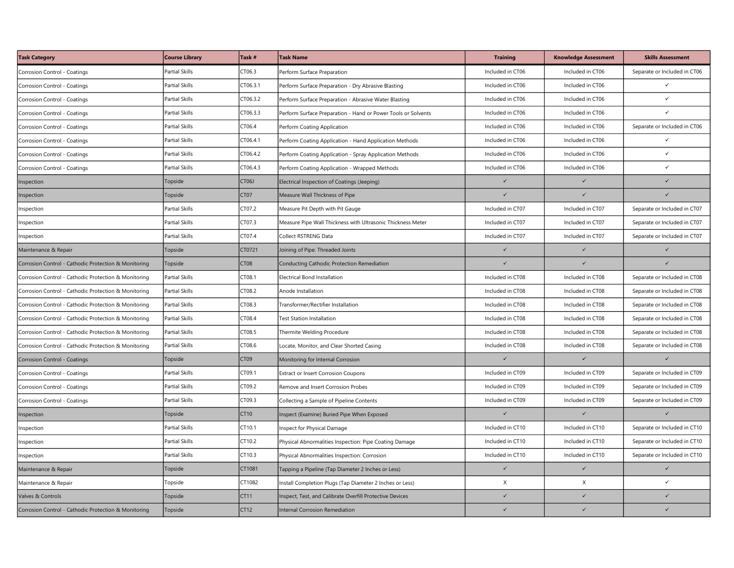| Task Category | Course Library | Task # | Task Name | Training | Knowledge Assessment | Skills Assessment |
|---|---|---|---|---|---|---|
| Corrosion Control - Coatings | Partial Skills | CT06.3 | Perform Surface Preparation | Included in CT06 | Included in CT06 | Separate or Included in CT06 |
| Corrosion Control - Coatings | Partial Skills | CT06.3.1 | Perform Surface Preparation - Dry Abrasive Blasting | Included in CT06 | Included in CT06 | ✓ |
| Corrosion Control - Coatings | Partial Skills | CT06.3.2 | Perform Surface Preparation - Abrasive Water Blasting | Included in CT06 | Included in CT06 | ✓ |
| Corrosion Control - Coatings | Partial Skills | CT06.3.3 | Perform Surface Preparation - Hand or Power Tools or Solvents | Included in CT06 | Included in CT06 | ✓ |
| Corrosion Control - Coatings | Partial Skills | CT06.4 | Perform Coating Application | Included in CT06 | Included in CT06 | Separate or Included in CT06 |
| Corrosion Control - Coatings | Partial Skills | CT06.4.1 | Perform Coating Application - Hand Application Methods | Included in CT06 | Included in CT06 | ✓ |
| Corrosion Control - Coatings | Partial Skills | CT06.4.2 | Perform Coating Application - Spray Application Methods | Included in CT06 | Included in CT06 | ✓ |
| Corrosion Control - Coatings | Partial Skills | CT06.4.3 | Perform Coating Application - Wrapped Methods | Included in CT06 | Included in CT06 | ✓ |
| Inspection | Topside | CT06J | Electrical Inspection of Coatings (Jeeping) | ✓ | ✓ | ✓ |
| Inspection | Topside | CT07 | Measure Wall Thickness of Pipe | ✓ | ✓ | ✓ |
| Inspection | Partial Skills | CT07.2 | Measure Pit Depth with Pit Gauge | Included in CT07 | Included in CT07 | Separate or Included in CT07 |
| Inspection | Partial Skills | CT07.3 | Measure Pipe Wall Thickness with Ultrasonic Thickness Meter | Included in CT07 | Included in CT07 | Separate or Included in CT07 |
| Inspection | Partial Skills | CT07.4 | Collect RSTRENG Data | Included in CT07 | Included in CT07 | Separate or Included in CT07 |
| Maintenance & Repair | Topside | CT0721 | Joining of Pipe: Threaded Joints | ✓ | ✓ | ✓ |
| Corrosion Control - Cathodic Protection & Monitoring | Topside | CT08 | Conducting Cathodic Protection Remediation | ✓ | ✓ | ✓ |
| Corrosion Control - Cathodic Protection & Monitoring | Partial Skills | CT08.1 | Electrical Bond Installation | Included in CT08 | Included in CT08 | Separate or Included in CT08 |
| Corrosion Control - Cathodic Protection & Monitoring | Partial Skills | CT08.2 | Anode Installation | Included in CT08 | Included in CT08 | Separate or Included in CT08 |
| Corrosion Control - Cathodic Protection & Monitoring | Partial Skills | CT08.3 | Transformer/Rectifier Installation | Included in CT08 | Included in CT08 | Separate or Included in CT08 |
| Corrosion Control - Cathodic Protection & Monitoring | Partial Skills | CT08.4 | Test Station Installation | Included in CT08 | Included in CT08 | Separate or Included in CT08 |
| Corrosion Control - Cathodic Protection & Monitoring | Partial Skills | CT08.5 | Thermite Welding Procedure | Included in CT08 | Included in CT08 | Separate or Included in CT08 |
| Corrosion Control - Cathodic Protection & Monitoring | Partial Skills | CT08.6 | Locate, Monitor, and Clear Shorted Casing | Included in CT08 | Included in CT08 | Separate or Included in CT08 |
| Corrosion Control - Coatings | Topside | CT09 | Monitoring for Internal Corrosion | ✓ | ✓ | ✓ |
| Corrosion Control - Coatings | Partial Skills | CT09.1 | Extract or Insert Corrosion Coupons | Included in CT09 | Included in CT09 | Separate or Included in CT09 |
| Corrosion Control - Coatings | Partial Skills | CT09.2 | Remove and Insert Corrosion Probes | Included in CT09 | Included in CT09 | Separate or Included in CT09 |
| Corrosion Control - Coatings | Partial Skills | CT09.3 | Collecting a Sample of Pipeline Contents | Included in CT09 | Included in CT09 | Separate or Included in CT09 |
| Inspection | Topside | CT10 | Inspect (Examine) Buried Pipe When Exposed | ✓ | ✓ | ✓ |
| Inspection | Partial Skills | CT10.1 | Inspect for Physical Damage | Included in CT10 | Included in CT10 | Separate or Included in CT10 |
| Inspection | Partial Skills | CT10.2 | Physical Abnormalities Inspection: Pipe Coating Damage | Included in CT10 | Included in CT10 | Separate or Included in CT10 |
| Inspection | Partial Skills | CT10.3 | Physical Abnormalities Inspection: Corrosion | Included in CT10 | Included in CT10 | Separate or Included in CT10 |
| Maintenance & Repair | Topside | CT1081 | Tapping a Pipeline (Tap Diameter 2 Inches or Less) | ✓ | ✓ | ✓ |
| Maintenance & Repair | Topside | CT1082 | Install Completion Plugs (Tap Diameter 2 Inches or Less) | X | X | ✓ |
| Valves & Controls | Topside | CT11 | Inspect, Test, and Calibrate Overfill Protective Devices | ✓ | ✓ | ✓ |
| Corrosion Control - Cathodic Protection & Monitoring | Topside | CT12 | Internal Corrosion Remediation | ✓ | ✓ | ✓ |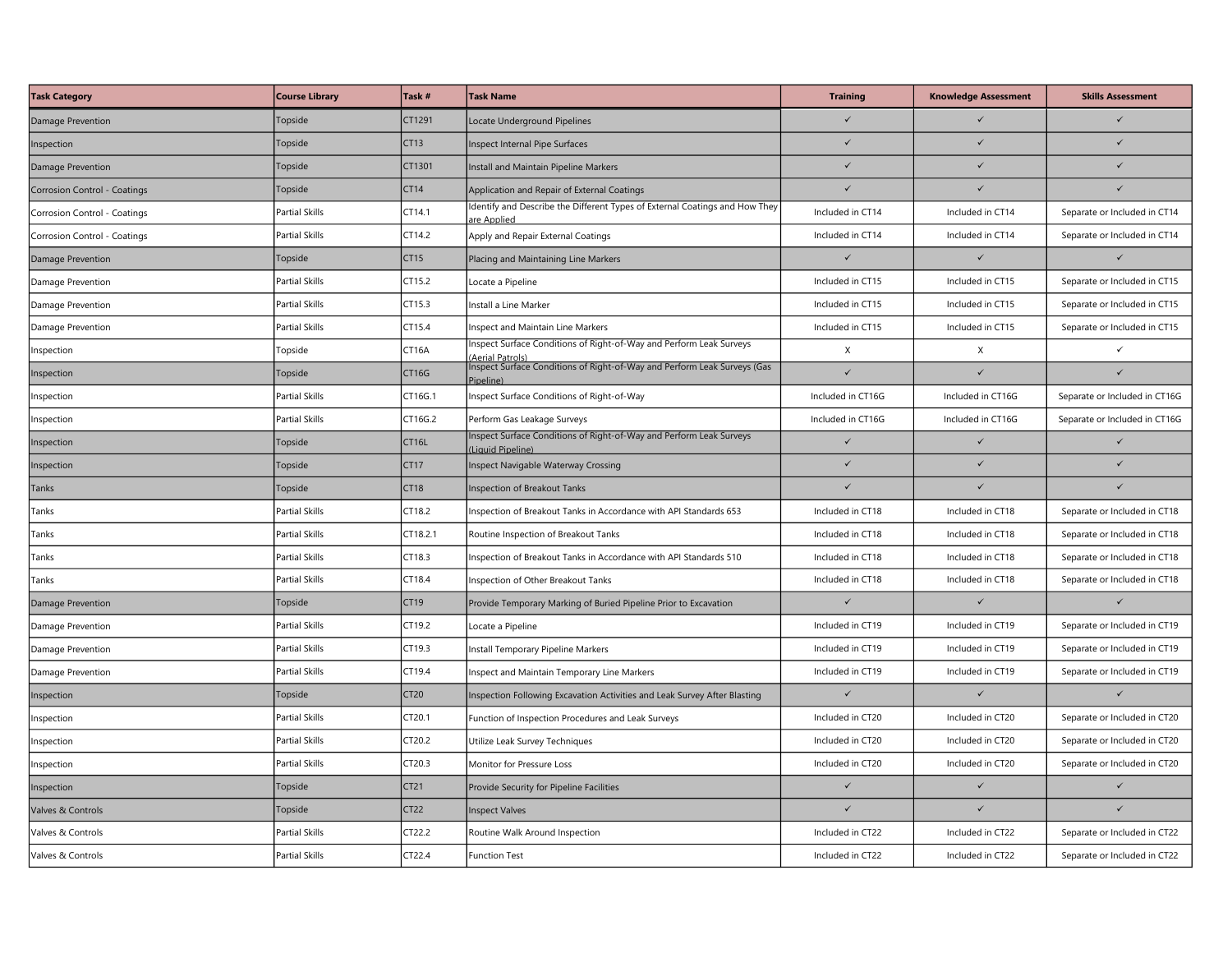| Task Category | Course Library | Task # | Task Name | Training | Knowledge Assessment | Skills Assessment |
| --- | --- | --- | --- | --- | --- | --- |
| Damage Prevention | Topside | CT1291 | Locate Underground Pipelines | ✓ | ✓ | ✓ |
| Inspection | Topside | CT13 | Inspect Internal Pipe Surfaces | ✓ | ✓ | ✓ |
| Damage Prevention | Topside | CT1301 | Install and Maintain Pipeline Markers | ✓ | ✓ | ✓ |
| Corrosion Control - Coatings | Topside | CT14 | Application and Repair of External Coatings | ✓ | ✓ | ✓ |
| Corrosion Control - Coatings | Partial Skills | CT14.1 | Identify and Describe the Different Types of External Coatings and How They are Applied | Included in CT14 | Included in CT14 | Separate or Included in CT14 |
| Corrosion Control - Coatings | Partial Skills | CT14.2 | Apply and Repair External Coatings | Included in CT14 | Included in CT14 | Separate or Included in CT14 |
| Damage Prevention | Topside | CT15 | Placing and Maintaining Line Markers | ✓ | ✓ | ✓ |
| Damage Prevention | Partial Skills | CT15.2 | Locate a Pipeline | Included in CT15 | Included in CT15 | Separate or Included in CT15 |
| Damage Prevention | Partial Skills | CT15.3 | Install a Line Marker | Included in CT15 | Included in CT15 | Separate or Included in CT15 |
| Damage Prevention | Partial Skills | CT15.4 | Inspect and Maintain Line Markers | Included in CT15 | Included in CT15 | Separate or Included in CT15 |
| Inspection | Topside | CT16A | Inspect Surface Conditions of Right-of-Way and Perform Leak Surveys (Aerial Patrols) | X | X | ✓ |
| Inspection | Topside | CT16G | Inspect Surface Conditions of Right-of-Way and Perform Leak Surveys (Gas Pipeline) | ✓ | ✓ | ✓ |
| Inspection | Partial Skills | CT16G.1 | Inspect Surface Conditions of Right-of-Way | Included in CT16G | Included in CT16G | Separate or Included in CT16G |
| Inspection | Partial Skills | CT16G.2 | Perform Gas Leakage Surveys | Included in CT16G | Included in CT16G | Separate or Included in CT16G |
| Inspection | Topside | CT16L | Inspect Surface Conditions of Right-of-Way and Perform Leak Surveys (Liquid Pipeline) | ✓ | ✓ | ✓ |
| Inspection | Topside | CT17 | Inspect Navigable Waterway Crossing | ✓ | ✓ | ✓ |
| Tanks | Topside | CT18 | Inspection of Breakout Tanks | ✓ | ✓ | ✓ |
| Tanks | Partial Skills | CT18.2 | Inspection of Breakout Tanks in Accordance with API Standards 653 | Included in CT18 | Included in CT18 | Separate or Included in CT18 |
| Tanks | Partial Skills | CT18.2.1 | Routine Inspection of Breakout Tanks | Included in CT18 | Included in CT18 | Separate or Included in CT18 |
| Tanks | Partial Skills | CT18.3 | Inspection of Breakout Tanks in Accordance with API Standards 510 | Included in CT18 | Included in CT18 | Separate or Included in CT18 |
| Tanks | Partial Skills | CT18.4 | Inspection of Other Breakout Tanks | Included in CT18 | Included in CT18 | Separate or Included in CT18 |
| Damage Prevention | Topside | CT19 | Provide Temporary Marking of Buried Pipeline Prior to Excavation | ✓ | ✓ | ✓ |
| Damage Prevention | Partial Skills | CT19.2 | Locate a Pipeline | Included in CT19 | Included in CT19 | Separate or Included in CT19 |
| Damage Prevention | Partial Skills | CT19.3 | Install Temporary Pipeline Markers | Included in CT19 | Included in CT19 | Separate or Included in CT19 |
| Damage Prevention | Partial Skills | CT19.4 | Inspect and Maintain Temporary Line Markers | Included in CT19 | Included in CT19 | Separate or Included in CT19 |
| Inspection | Topside | CT20 | Inspection Following Excavation Activities and Leak Survey After Blasting | ✓ | ✓ | ✓ |
| Inspection | Partial Skills | CT20.1 | Function of Inspection Procedures and Leak Surveys | Included in CT20 | Included in CT20 | Separate or Included in CT20 |
| Inspection | Partial Skills | CT20.2 | Utilize Leak Survey Techniques | Included in CT20 | Included in CT20 | Separate or Included in CT20 |
| Inspection | Partial Skills | CT20.3 | Monitor for Pressure Loss | Included in CT20 | Included in CT20 | Separate or Included in CT20 |
| Inspection | Topside | CT21 | Provide Security for Pipeline Facilities | ✓ | ✓ | ✓ |
| Valves & Controls | Topside | CT22 | Inspect Valves | ✓ | ✓ | ✓ |
| Valves & Controls | Partial Skills | CT22.2 | Routine Walk Around Inspection | Included in CT22 | Included in CT22 | Separate or Included in CT22 |
| Valves & Controls | Partial Skills | CT22.4 | Function Test | Included in CT22 | Included in CT22 | Separate or Included in CT22 |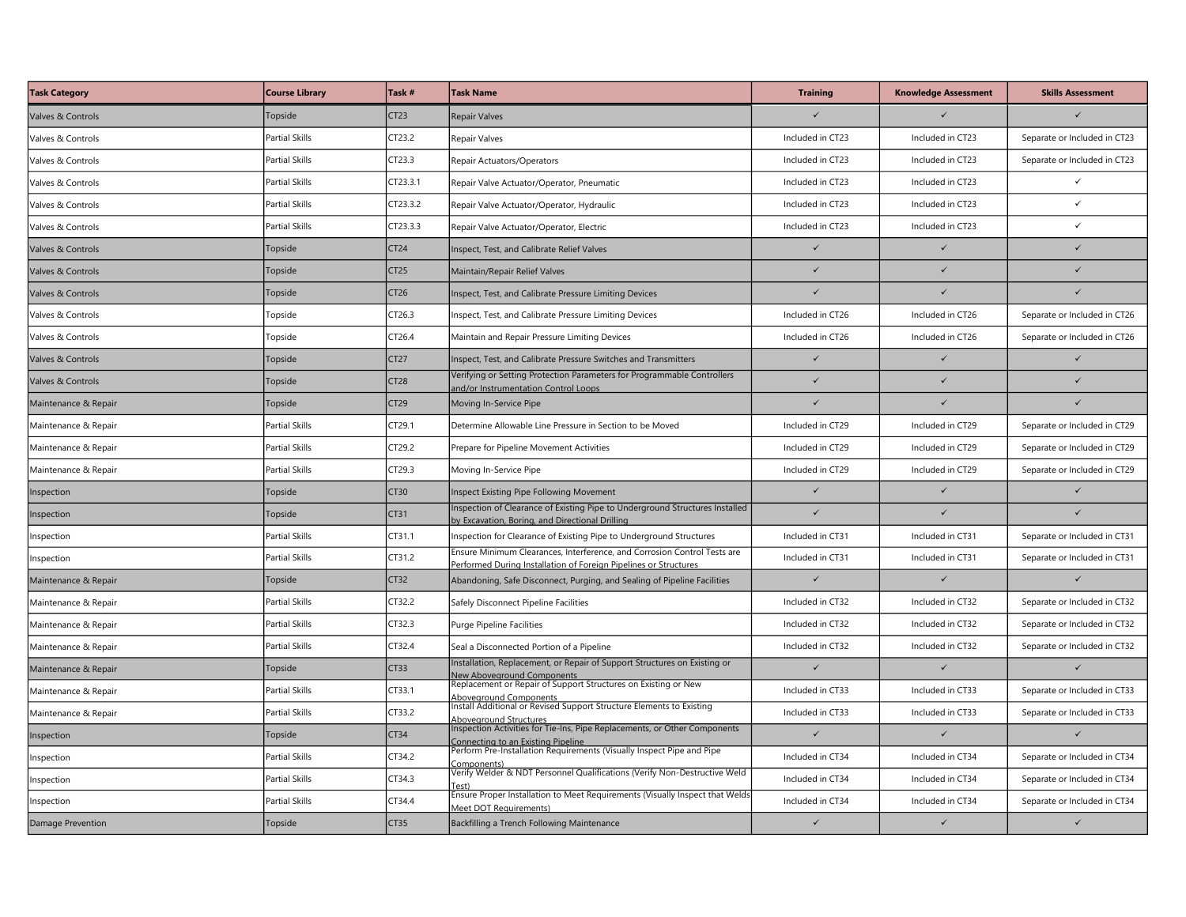| Task Category | Course Library | Task # | Task Name | Training | Knowledge Assessment | Skills Assessment |
|---|---|---|---|---|---|---|
| Valves & Controls | Topside | CT23 | Repair Valves | ✓ | ✓ | ✓ |
| Valves & Controls | Partial Skills | CT23.2 | Repair Valves | Included in CT23 | Included in CT23 | Separate or Included in CT23 |
| Valves & Controls | Partial Skills | CT23.3 | Repair Actuators/Operators | Included in CT23 | Included in CT23 | Separate or Included in CT23 |
| Valves & Controls | Partial Skills | CT23.3.1 | Repair Valve Actuator/Operator, Pneumatic | Included in CT23 | Included in CT23 | ✓ |
| Valves & Controls | Partial Skills | CT23.3.2 | Repair Valve Actuator/Operator, Hydraulic | Included in CT23 | Included in CT23 | ✓ |
| Valves & Controls | Partial Skills | CT23.3.3 | Repair Valve Actuator/Operator, Electric | Included in CT23 | Included in CT23 | ✓ |
| Valves & Controls | Topside | CT24 | Inspect, Test, and Calibrate Relief Valves | ✓ | ✓ | ✓ |
| Valves & Controls | Topside | CT25 | Maintain/Repair Relief Valves | ✓ | ✓ | ✓ |
| Valves & Controls | Topside | CT26 | Inspect, Test, and Calibrate Pressure Limiting Devices | ✓ | ✓ | ✓ |
| Valves & Controls | Topside | CT26.3 | Inspect, Test, and Calibrate Pressure Limiting Devices | Included in CT26 | Included in CT26 | Separate or Included in CT26 |
| Valves & Controls | Topside | CT26.4 | Maintain and Repair Pressure Limiting Devices | Included in CT26 | Included in CT26 | Separate or Included in CT26 |
| Valves & Controls | Topside | CT27 | Inspect, Test, and Calibrate Pressure Switches and Transmitters | ✓ | ✓ | ✓ |
| Valves & Controls | Topside | CT28 | Verifying or Setting Protection Parameters for Programmable Controllers and/or Instrumentation Control Loops | ✓ | ✓ | ✓ |
| Maintenance & Repair | Topside | CT29 | Moving In-Service Pipe | ✓ | ✓ | ✓ |
| Maintenance & Repair | Partial Skills | CT29.1 | Determine Allowable Line Pressure in Section to be Moved | Included in CT29 | Included in CT29 | Separate or Included in CT29 |
| Maintenance & Repair | Partial Skills | CT29.2 | Prepare for Pipeline Movement Activities | Included in CT29 | Included in CT29 | Separate or Included in CT29 |
| Maintenance & Repair | Partial Skills | CT29.3 | Moving In-Service Pipe | Included in CT29 | Included in CT29 | Separate or Included in CT29 |
| Inspection | Topside | CT30 | Inspect Existing Pipe Following Movement | ✓ | ✓ | ✓ |
| Inspection | Topside | CT31 | Inspection of Clearance of Existing Pipe to Underground Structures Installed by Excavation, Boring, and Directional Drilling | ✓ | ✓ | ✓ |
| Inspection | Partial Skills | CT31.1 | Inspection for Clearance of Existing Pipe to Underground Structures | Included in CT31 | Included in CT31 | Separate or Included in CT31 |
| Inspection | Partial Skills | CT31.2 | Ensure Minimum Clearances, Interference, and Corrosion Control Tests are Performed During Installation of Foreign Pipelines or Structures | Included in CT31 | Included in CT31 | Separate or Included in CT31 |
| Maintenance & Repair | Topside | CT32 | Abandoning, Safe Disconnect, Purging, and Sealing of Pipeline Facilities | ✓ | ✓ | ✓ |
| Maintenance & Repair | Partial Skills | CT32.2 | Safely Disconnect Pipeline Facilities | Included in CT32 | Included in CT32 | Separate or Included in CT32 |
| Maintenance & Repair | Partial Skills | CT32.3 | Purge Pipeline Facilities | Included in CT32 | Included in CT32 | Separate or Included in CT32 |
| Maintenance & Repair | Partial Skills | CT32.4 | Seal a Disconnected Portion of a Pipeline | Included in CT32 | Included in CT32 | Separate or Included in CT32 |
| Maintenance & Repair | Topside | CT33 | Installation, Replacement, or Repair of Support Structures on Existing or New Aboveground Components | ✓ | ✓ | ✓ |
| Maintenance & Repair | Partial Skills | CT33.1 | Replacement or Repair of Support Structures on Existing or New Aboveground Components | Included in CT33 | Included in CT33 | Separate or Included in CT33 |
| Maintenance & Repair | Partial Skills | CT33.2 | Install Additional or Revised Support Structure Elements to Existing Aboveground Structures | Included in CT33 | Included in CT33 | Separate or Included in CT33 |
| Inspection | Topside | CT34 | Inspection Activities for Tie-Ins, Pipe Replacements, or Other Components Connecting to an Existing Pipeline | ✓ | ✓ | ✓ |
| Inspection | Partial Skills | CT34.2 | Perform Pre-Installation Requirements (Visually Inspect Pipe and Pipe Components) | Included in CT34 | Included in CT34 | Separate or Included in CT34 |
| Inspection | Partial Skills | CT34.3 | Verify Welder & NDT Personnel Qualifications (Verify Non-Destructive Weld Test) | Included in CT34 | Included in CT34 | Separate or Included in CT34 |
| Inspection | Partial Skills | CT34.4 | Ensure Proper Installation to Meet Requirements (Visually Inspect that Welds Meet DOT Requirements) | Included in CT34 | Included in CT34 | Separate or Included in CT34 |
| Damage Prevention | Topside | CT35 | Backfilling a Trench Following Maintenance | ✓ | ✓ | ✓ |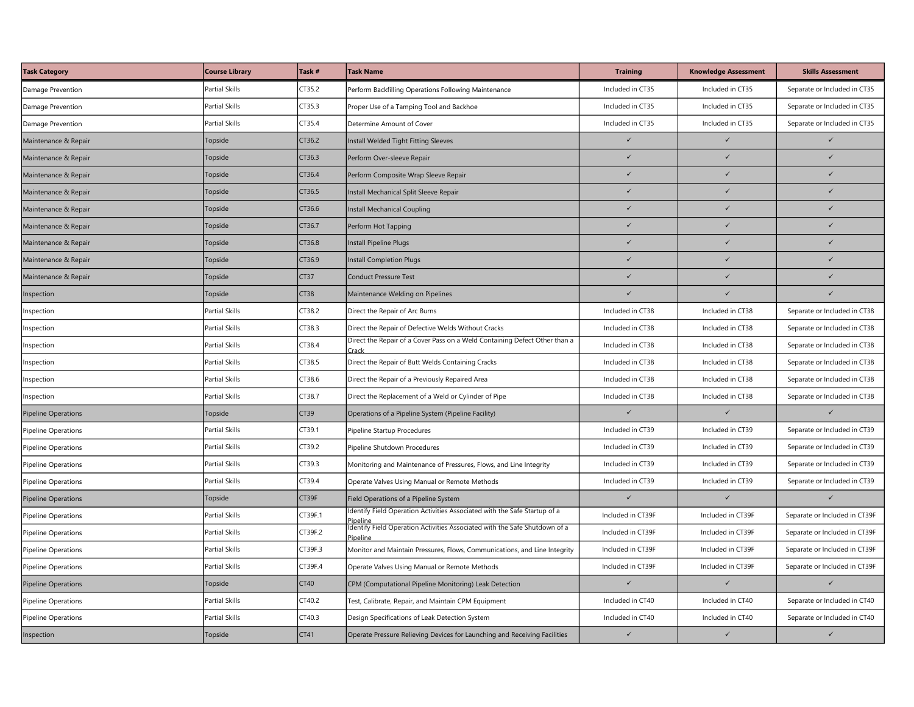| Task Category | Course Library | Task # | Task Name | Training | Knowledge Assessment | Skills Assessment |
|---|---|---|---|---|---|---|
| Damage Prevention | Partial Skills | CT35.2 | Perform Backfilling Operations Following Maintenance | Included in CT35 | Included in CT35 | Separate or Included in CT35 |
| Damage Prevention | Partial Skills | CT35.3 | Proper Use of a Tamping Tool and Backhoe | Included in CT35 | Included in CT35 | Separate or Included in CT35 |
| Damage Prevention | Partial Skills | CT35.4 | Determine Amount of Cover | Included in CT35 | Included in CT35 | Separate or Included in CT35 |
| Maintenance & Repair | Topside | CT36.2 | Install Welded Tight Fitting Sleeves | ✓ | ✓ | ✓ |
| Maintenance & Repair | Topside | CT36.3 | Perform Over-sleeve Repair | ✓ | ✓ | ✓ |
| Maintenance & Repair | Topside | CT36.4 | Perform Composite Wrap Sleeve Repair | ✓ | ✓ | ✓ |
| Maintenance & Repair | Topside | CT36.5 | Install Mechanical Split Sleeve Repair | ✓ | ✓ | ✓ |
| Maintenance & Repair | Topside | CT36.6 | Install Mechanical Coupling | ✓ | ✓ | ✓ |
| Maintenance & Repair | Topside | CT36.7 | Perform Hot Tapping | ✓ | ✓ | ✓ |
| Maintenance & Repair | Topside | CT36.8 | Install Pipeline Plugs | ✓ | ✓ | ✓ |
| Maintenance & Repair | Topside | CT36.9 | Install Completion Plugs | ✓ | ✓ | ✓ |
| Maintenance & Repair | Topside | CT37 | Conduct Pressure Test | ✓ | ✓ | ✓ |
| Inspection | Topside | CT38 | Maintenance Welding on Pipelines | ✓ | ✓ | ✓ |
| Inspection | Partial Skills | CT38.2 | Direct the Repair of Arc Burns | Included in CT38 | Included in CT38 | Separate or Included in CT38 |
| Inspection | Partial Skills | CT38.3 | Direct the Repair of Defective Welds Without Cracks | Included in CT38 | Included in CT38 | Separate or Included in CT38 |
| Inspection | Partial Skills | CT38.4 | Direct the Repair of a Cover Pass on a Weld Containing Defect Other than a Crack | Included in CT38 | Included in CT38 | Separate or Included in CT38 |
| Inspection | Partial Skills | CT38.5 | Direct the Repair of Butt Welds Containing Cracks | Included in CT38 | Included in CT38 | Separate or Included in CT38 |
| Inspection | Partial Skills | CT38.6 | Direct the Repair of a Previously Repaired Area | Included in CT38 | Included in CT38 | Separate or Included in CT38 |
| Inspection | Partial Skills | CT38.7 | Direct the Replacement of a Weld or Cylinder of Pipe | Included in CT38 | Included in CT38 | Separate or Included in CT38 |
| Pipeline Operations | Topside | CT39 | Operations of a Pipeline System (Pipeline Facility) | ✓ | ✓ | ✓ |
| Pipeline Operations | Partial Skills | CT39.1 | Pipeline Startup Procedures | Included in CT39 | Included in CT39 | Separate or Included in CT39 |
| Pipeline Operations | Partial Skills | CT39.2 | Pipeline Shutdown Procedures | Included in CT39 | Included in CT39 | Separate or Included in CT39 |
| Pipeline Operations | Partial Skills | CT39.3 | Monitoring and Maintenance of Pressures, Flows, and Line Integrity | Included in CT39 | Included in CT39 | Separate or Included in CT39 |
| Pipeline Operations | Partial Skills | CT39.4 | Operate Valves Using Manual or Remote Methods | Included in CT39 | Included in CT39 | Separate or Included in CT39 |
| Pipeline Operations | Topside | CT39F | Field Operations of a Pipeline System | ✓ | ✓ | ✓ |
| Pipeline Operations | Partial Skills | CT39F.1 | Identify Field Operation Activities Associated with the Safe Startup of a Pipeline | Included in CT39F | Included in CT39F | Separate or Included in CT39F |
| Pipeline Operations | Partial Skills | CT39F.2 | Identify Field Operation Activities Associated with the Safe Shutdown of a Pipeline | Included in CT39F | Included in CT39F | Separate or Included in CT39F |
| Pipeline Operations | Partial Skills | CT39F.3 | Monitor and Maintain Pressures, Flows, Communications, and Line Integrity | Included in CT39F | Included in CT39F | Separate or Included in CT39F |
| Pipeline Operations | Partial Skills | CT39F.4 | Operate Valves Using Manual or Remote Methods | Included in CT39F | Included in CT39F | Separate or Included in CT39F |
| Pipeline Operations | Topside | CT40 | CPM (Computational Pipeline Monitoring) Leak Detection | ✓ | ✓ | ✓ |
| Pipeline Operations | Partial Skills | CT40.2 | Test, Calibrate, Repair, and Maintain CPM Equipment | Included in CT40 | Included in CT40 | Separate or Included in CT40 |
| Pipeline Operations | Partial Skills | CT40.3 | Design Specifications of Leak Detection System | Included in CT40 | Included in CT40 | Separate or Included in CT40 |
| Inspection | Topside | CT41 | Operate Pressure Relieving Devices for Launching and Receiving Facilities | ✓ | ✓ | ✓ |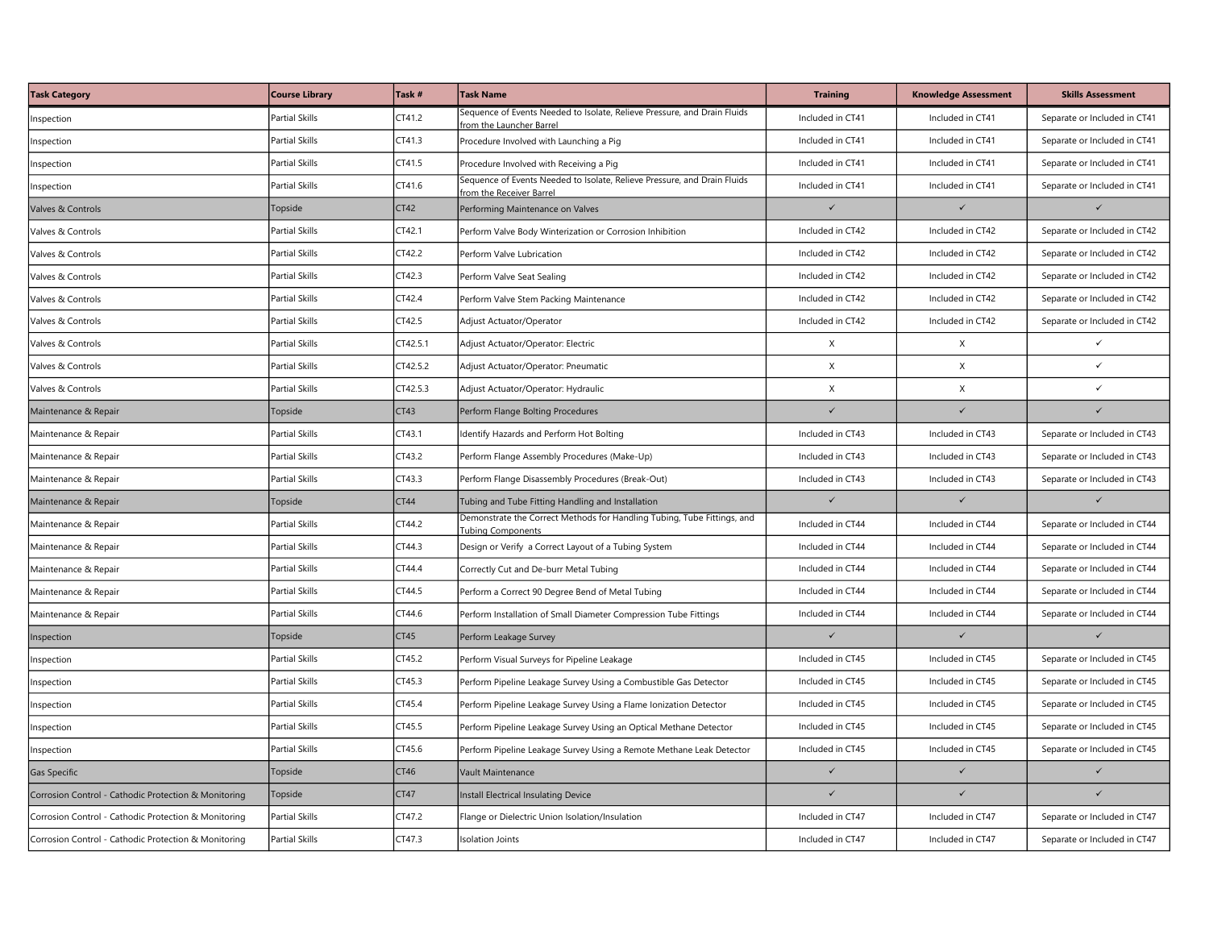| Task Category | Course Library | Task # | Task Name | Training | Knowledge Assessment | Skills Assessment |
|---|---|---|---|---|---|---|
| Inspection | Partial Skills | CT41.2 | Sequence of Events Needed to Isolate, Relieve Pressure, and Drain Fluids from the Launcher Barrel | Included in CT41 | Included in CT41 | Separate or Included in CT41 |
| Inspection | Partial Skills | CT41.3 | Procedure Involved with Launching a Pig | Included in CT41 | Included in CT41 | Separate or Included in CT41 |
| Inspection | Partial Skills | CT41.5 | Procedure Involved with Receiving a Pig | Included in CT41 | Included in CT41 | Separate or Included in CT41 |
| Inspection | Partial Skills | CT41.6 | Sequence of Events Needed to Isolate, Relieve Pressure, and Drain Fluids from the Receiver Barrel | Included in CT41 | Included in CT41 | Separate or Included in CT41 |
| Valves & Controls | Topside | CT42 | Performing Maintenance on Valves | ✓ | ✓ | ✓ |
| Valves & Controls | Partial Skills | CT42.1 | Perform Valve Body Winterization or Corrosion Inhibition | Included in CT42 | Included in CT42 | Separate or Included in CT42 |
| Valves & Controls | Partial Skills | CT42.2 | Perform Valve Lubrication | Included in CT42 | Included in CT42 | Separate or Included in CT42 |
| Valves & Controls | Partial Skills | CT42.3 | Perform Valve Seat Sealing | Included in CT42 | Included in CT42 | Separate or Included in CT42 |
| Valves & Controls | Partial Skills | CT42.4 | Perform Valve Stem Packing Maintenance | Included in CT42 | Included in CT42 | Separate or Included in CT42 |
| Valves & Controls | Partial Skills | CT42.5 | Adjust Actuator/Operator | Included in CT42 | Included in CT42 | Separate or Included in CT42 |
| Valves & Controls | Partial Skills | CT42.5.1 | Adjust Actuator/Operator: Electric | X | X | ✓ |
| Valves & Controls | Partial Skills | CT42.5.2 | Adjust Actuator/Operator: Pneumatic | X | X | ✓ |
| Valves & Controls | Partial Skills | CT42.5.3 | Adjust Actuator/Operator: Hydraulic | X | X | ✓ |
| Maintenance & Repair | Topside | CT43 | Perform Flange Bolting Procedures | ✓ | ✓ | ✓ |
| Maintenance & Repair | Partial Skills | CT43.1 | Identify Hazards and Perform Hot Bolting | Included in CT43 | Included in CT43 | Separate or Included in CT43 |
| Maintenance & Repair | Partial Skills | CT43.2 | Perform Flange Assembly Procedures (Make-Up) | Included in CT43 | Included in CT43 | Separate or Included in CT43 |
| Maintenance & Repair | Partial Skills | CT43.3 | Perform Flange Disassembly Procedures (Break-Out) | Included in CT43 | Included in CT43 | Separate or Included in CT43 |
| Maintenance & Repair | Topside | CT44 | Tubing and Tube Fitting Handling and Installation | ✓ | ✓ | ✓ |
| Maintenance & Repair | Partial Skills | CT44.2 | Demonstrate the Correct Methods for Handling Tubing, Tube Fittings, and Tubing Components | Included in CT44 | Included in CT44 | Separate or Included in CT44 |
| Maintenance & Repair | Partial Skills | CT44.3 | Design or Verify a Correct Layout of a Tubing System | Included in CT44 | Included in CT44 | Separate or Included in CT44 |
| Maintenance & Repair | Partial Skills | CT44.4 | Correctly Cut and De-burr Metal Tubing | Included in CT44 | Included in CT44 | Separate or Included in CT44 |
| Maintenance & Repair | Partial Skills | CT44.5 | Perform a Correct 90 Degree Bend of Metal Tubing | Included in CT44 | Included in CT44 | Separate or Included in CT44 |
| Maintenance & Repair | Partial Skills | CT44.6 | Perform Installation of Small Diameter Compression Tube Fittings | Included in CT44 | Included in CT44 | Separate or Included in CT44 |
| Inspection | Topside | CT45 | Perform Leakage Survey | ✓ | ✓ | ✓ |
| Inspection | Partial Skills | CT45.2 | Perform Visual Surveys for Pipeline Leakage | Included in CT45 | Included in CT45 | Separate or Included in CT45 |
| Inspection | Partial Skills | CT45.3 | Perform Pipeline Leakage Survey Using a Combustible Gas Detector | Included in CT45 | Included in CT45 | Separate or Included in CT45 |
| Inspection | Partial Skills | CT45.4 | Perform Pipeline Leakage Survey Using a Flame Ionization Detector | Included in CT45 | Included in CT45 | Separate or Included in CT45 |
| Inspection | Partial Skills | CT45.5 | Perform Pipeline Leakage Survey Using an Optical Methane Detector | Included in CT45 | Included in CT45 | Separate or Included in CT45 |
| Inspection | Partial Skills | CT45.6 | Perform Pipeline Leakage Survey Using a Remote Methane Leak Detector | Included in CT45 | Included in CT45 | Separate or Included in CT45 |
| Gas Specific | Topside | CT46 | Vault Maintenance | ✓ | ✓ | ✓ |
| Corrosion Control - Cathodic Protection & Monitoring | Topside | CT47 | Install Electrical Insulating Device | ✓ | ✓ | ✓ |
| Corrosion Control - Cathodic Protection & Monitoring | Partial Skills | CT47.2 | Flange or Dielectric Union Isolation/Insulation | Included in CT47 | Included in CT47 | Separate or Included in CT47 |
| Corrosion Control - Cathodic Protection & Monitoring | Partial Skills | CT47.3 | Isolation Joints | Included in CT47 | Included in CT47 | Separate or Included in CT47 |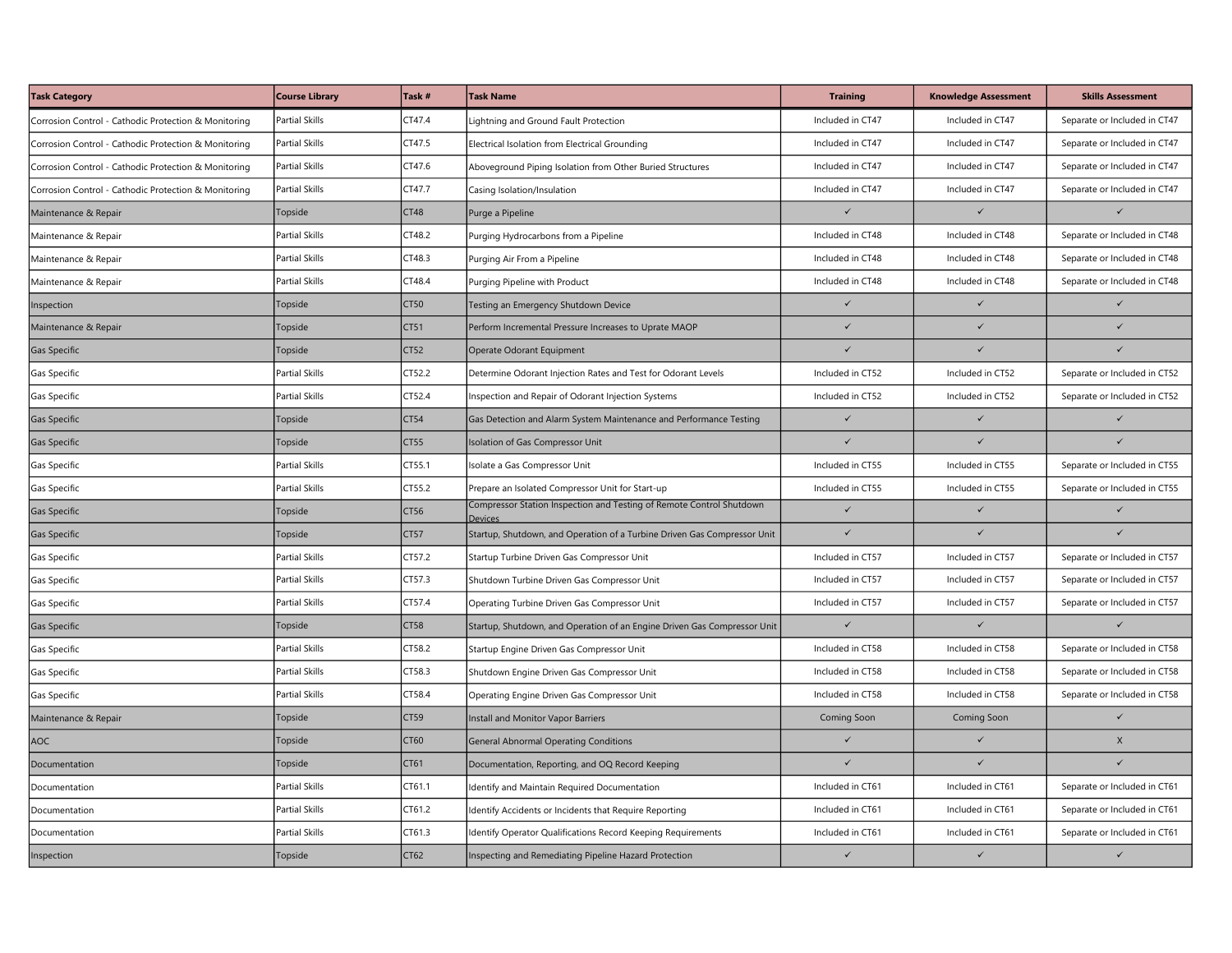| Task Category | Course Library | Task # | Task Name | Training | Knowledge Assessment | Skills Assessment |
|---|---|---|---|---|---|---|
| Corrosion Control - Cathodic Protection & Monitoring | Partial Skills | CT47.4 | Lightning and Ground Fault Protection | Included in CT47 | Included in CT47 | Separate or Included in CT47 |
| Corrosion Control - Cathodic Protection & Monitoring | Partial Skills | CT47.5 | Electrical Isolation from Electrical Grounding | Included in CT47 | Included in CT47 | Separate or Included in CT47 |
| Corrosion Control - Cathodic Protection & Monitoring | Partial Skills | CT47.6 | Aboveground Piping Isolation from Other Buried Structures | Included in CT47 | Included in CT47 | Separate or Included in CT47 |
| Corrosion Control - Cathodic Protection & Monitoring | Partial Skills | CT47.7 | Casing Isolation/Insulation | Included in CT47 | Included in CT47 | Separate or Included in CT47 |
| Maintenance & Repair | Topside | CT48 | Purge a Pipeline | ✓ | ✓ | ✓ |
| Maintenance & Repair | Partial Skills | CT48.2 | Purging Hydrocarbons from a Pipeline | Included in CT48 | Included in CT48 | Separate or Included in CT48 |
| Maintenance & Repair | Partial Skills | CT48.3 | Purging Air From a Pipeline | Included in CT48 | Included in CT48 | Separate or Included in CT48 |
| Maintenance & Repair | Partial Skills | CT48.4 | Purging Pipeline with Product | Included in CT48 | Included in CT48 | Separate or Included in CT48 |
| Inspection | Topside | CT50 | Testing an Emergency Shutdown Device | ✓ | ✓ | ✓ |
| Maintenance & Repair | Topside | CT51 | Perform Incremental Pressure Increases to Uprate MAOP | ✓ | ✓ | ✓ |
| Gas Specific | Topside | CT52 | Operate Odorant Equipment | ✓ | ✓ | ✓ |
| Gas Specific | Partial Skills | CT52.2 | Determine Odorant Injection Rates and Test for Odorant Levels | Included in CT52 | Included in CT52 | Separate or Included in CT52 |
| Gas Specific | Partial Skills | CT52.4 | Inspection and Repair of Odorant Injection Systems | Included in CT52 | Included in CT52 | Separate or Included in CT52 |
| Gas Specific | Topside | CT54 | Gas Detection and Alarm System Maintenance and Performance Testing | ✓ | ✓ | ✓ |
| Gas Specific | Topside | CT55 | Isolation of Gas Compressor Unit | ✓ | ✓ | ✓ |
| Gas Specific | Partial Skills | CT55.1 | Isolate a Gas Compressor Unit | Included in CT55 | Included in CT55 | Separate or Included in CT55 |
| Gas Specific | Partial Skills | CT55.2 | Prepare an Isolated Compressor Unit for Start-up | Included in CT55 | Included in CT55 | Separate or Included in CT55 |
| Gas Specific | Topside | CT56 | Compressor Station Inspection and Testing of Remote Control Shutdown Devices | ✓ | ✓ | ✓ |
| Gas Specific | Topside | CT57 | Startup, Shutdown, and Operation of a Turbine Driven Gas Compressor Unit | ✓ | ✓ | ✓ |
| Gas Specific | Partial Skills | CT57.2 | Startup Turbine Driven Gas Compressor Unit | Included in CT57 | Included in CT57 | Separate or Included in CT57 |
| Gas Specific | Partial Skills | CT57.3 | Shutdown Turbine Driven Gas Compressor Unit | Included in CT57 | Included in CT57 | Separate or Included in CT57 |
| Gas Specific | Partial Skills | CT57.4 | Operating Turbine Driven Gas Compressor Unit | Included in CT57 | Included in CT57 | Separate or Included in CT57 |
| Gas Specific | Topside | CT58 | Startup, Shutdown, and Operation of an Engine Driven Gas Compressor Unit | ✓ | ✓ | ✓ |
| Gas Specific | Partial Skills | CT58.2 | Startup Engine Driven Gas Compressor Unit | Included in CT58 | Included in CT58 | Separate or Included in CT58 |
| Gas Specific | Partial Skills | CT58.3 | Shutdown Engine Driven Gas Compressor Unit | Included in CT58 | Included in CT58 | Separate or Included in CT58 |
| Gas Specific | Partial Skills | CT58.4 | Operating Engine Driven Gas Compressor Unit | Included in CT58 | Included in CT58 | Separate or Included in CT58 |
| Maintenance & Repair | Topside | CT59 | Install and Monitor Vapor Barriers | Coming Soon | Coming Soon | ✓ |
| AOC | Topside | CT60 | General Abnormal Operating Conditions | ✓ | ✓ | X |
| Documentation | Topside | CT61 | Documentation, Reporting, and OQ Record Keeping | ✓ | ✓ | ✓ |
| Documentation | Partial Skills | CT61.1 | Identify and Maintain Required Documentation | Included in CT61 | Included in CT61 | Separate or Included in CT61 |
| Documentation | Partial Skills | CT61.2 | Identify Accidents or Incidents that Require Reporting | Included in CT61 | Included in CT61 | Separate or Included in CT61 |
| Documentation | Partial Skills | CT61.3 | Identify Operator Qualifications Record Keeping Requirements | Included in CT61 | Included in CT61 | Separate or Included in CT61 |
| Inspection | Topside | CT62 | Inspecting and Remediating Pipeline Hazard Protection | ✓ | ✓ | ✓ |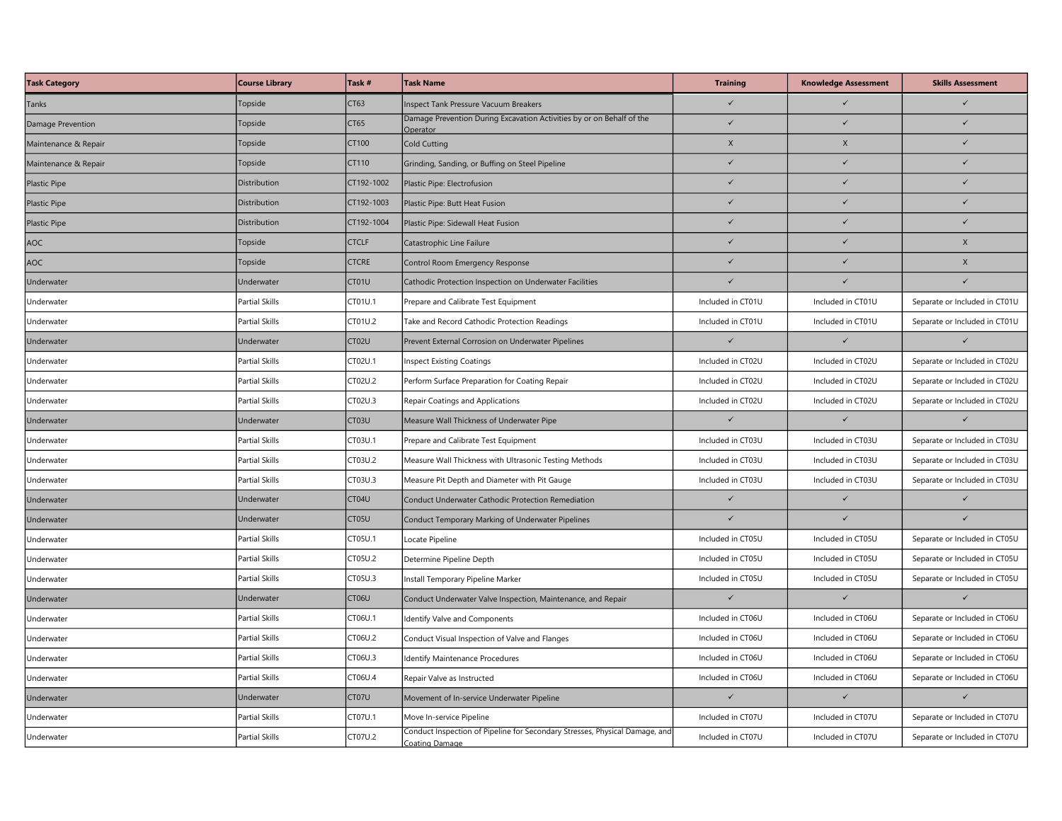| Task Category | Course Library | Task # | Task Name | Training | Knowledge Assessment | Skills Assessment |
|---|---|---|---|---|---|---|
| Tanks | Topside | CT63 | Inspect Tank Pressure Vacuum Breakers | ✓ | ✓ | ✓ |
| Damage Prevention | Topside | CT65 | Damage Prevention During Excavation Activities by or on Behalf of the Operator | ✓ | ✓ | ✓ |
| Maintenance & Repair | Topside | CT100 | Cold Cutting | X | X | ✓ |
| Maintenance & Repair | Topside | CT110 | Grinding, Sanding, or Buffing on Steel Pipeline | ✓ | ✓ | ✓ |
| Plastic Pipe | Distribution | CT192-1002 | Plastic Pipe: Electrofusion | ✓ | ✓ | ✓ |
| Plastic Pipe | Distribution | CT192-1003 | Plastic Pipe: Butt Heat Fusion | ✓ | ✓ | ✓ |
| Plastic Pipe | Distribution | CT192-1004 | Plastic Pipe: Sidewall Heat Fusion | ✓ | ✓ | ✓ |
| AOC | Topside | CTCLF | Catastrophic Line Failure | ✓ | ✓ | X |
| AOC | Topside | CTCRE | Control Room Emergency Response | ✓ | ✓ | X |
| Underwater | Underwater | CT01U | Cathodic Protection Inspection on Underwater Facilities | ✓ | ✓ | ✓ |
| Underwater | Partial Skills | CT01U.1 | Prepare and Calibrate Test Equipment | Included in CT01U | Included in CT01U | Separate or Included in CT01U |
| Underwater | Partial Skills | CT01U.2 | Take and Record Cathodic Protection Readings | Included in CT01U | Included in CT01U | Separate or Included in CT01U |
| Underwater | Underwater | CT02U | Prevent External Corrosion on Underwater Pipelines | ✓ | ✓ | ✓ |
| Underwater | Partial Skills | CT02U.1 | Inspect Existing Coatings | Included in CT02U | Included in CT02U | Separate or Included in CT02U |
| Underwater | Partial Skills | CT02U.2 | Perform Surface Preparation for Coating Repair | Included in CT02U | Included in CT02U | Separate or Included in CT02U |
| Underwater | Partial Skills | CT02U.3 | Repair Coatings and Applications | Included in CT02U | Included in CT02U | Separate or Included in CT02U |
| Underwater | Underwater | CT03U | Measure Wall Thickness of Underwater Pipe | ✓ | ✓ | ✓ |
| Underwater | Partial Skills | CT03U.1 | Prepare and Calibrate Test Equipment | Included in CT03U | Included in CT03U | Separate or Included in CT03U |
| Underwater | Partial Skills | CT03U.2 | Measure Wall Thickness with Ultrasonic Testing Methods | Included in CT03U | Included in CT03U | Separate or Included in CT03U |
| Underwater | Partial Skills | CT03U.3 | Measure Pit Depth and Diameter with Pit Gauge | Included in CT03U | Included in CT03U | Separate or Included in CT03U |
| Underwater | Underwater | CT04U | Conduct Underwater Cathodic Protection Remediation | ✓ | ✓ | ✓ |
| Underwater | Underwater | CT05U | Conduct Temporary Marking of Underwater Pipelines | ✓ | ✓ | ✓ |
| Underwater | Partial Skills | CT05U.1 | Locate Pipeline | Included in CT05U | Included in CT05U | Separate or Included in CT05U |
| Underwater | Partial Skills | CT05U.2 | Determine Pipeline Depth | Included in CT05U | Included in CT05U | Separate or Included in CT05U |
| Underwater | Partial Skills | CT05U.3 | Install Temporary Pipeline Marker | Included in CT05U | Included in CT05U | Separate or Included in CT05U |
| Underwater | Underwater | CT06U | Conduct Underwater Valve Inspection, Maintenance, and Repair | ✓ | ✓ | ✓ |
| Underwater | Partial Skills | CT06U.1 | Identify Valve and Components | Included in CT06U | Included in CT06U | Separate or Included in CT06U |
| Underwater | Partial Skills | CT06U.2 | Conduct Visual Inspection of Valve and Flanges | Included in CT06U | Included in CT06U | Separate or Included in CT06U |
| Underwater | Partial Skills | CT06U.3 | Identify Maintenance Procedures | Included in CT06U | Included in CT06U | Separate or Included in CT06U |
| Underwater | Partial Skills | CT06U.4 | Repair Valve as Instructed | Included in CT06U | Included in CT06U | Separate or Included in CT06U |
| Underwater | Underwater | CT07U | Movement of In-service Underwater Pipeline | ✓ | ✓ | ✓ |
| Underwater | Partial Skills | CT07U.1 | Move In-service Pipeline | Included in CT07U | Included in CT07U | Separate or Included in CT07U |
| Underwater | Partial Skills | CT07U.2 | Conduct Inspection of Pipeline for Secondary Stresses, Physical Damage, and Coating Damage | Included in CT07U | Included in CT07U | Separate or Included in CT07U |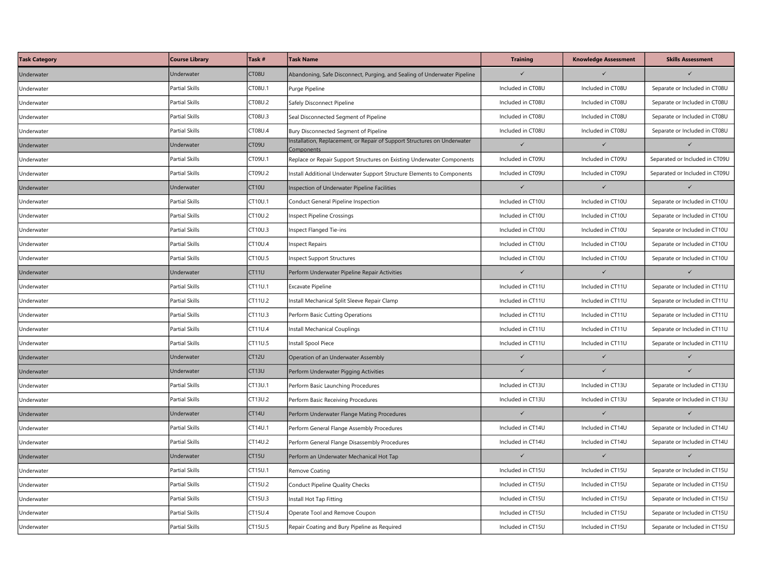| Task Category | Course Library | Task # | Task Name | Training | Knowledge Assessment | Skills Assessment |
|---|---|---|---|---|---|---|
| Underwater | Underwater | CT08U | Abandoning, Safe Disconnect, Purging, and Sealing of Underwater Pipeline | ✓ | ✓ | ✓ |
| Underwater | Partial Skills | CT08U.1 | Purge Pipeline | Included in CT08U | Included in CT08U | Separate or Included in CT08U |
| Underwater | Partial Skills | CT08U.2 | Safely Disconnect Pipeline | Included in CT08U | Included in CT08U | Separate or Included in CT08U |
| Underwater | Partial Skills | CT08U.3 | Seal Disconnected Segment of Pipeline | Included in CT08U | Included in CT08U | Separate or Included in CT08U |
| Underwater | Partial Skills | CT08U.4 | Bury Disconnected Segment of Pipeline | Included in CT08U | Included in CT08U | Separate or Included in CT08U |
| Underwater | Underwater | CT09U | Installation, Replacement, or Repair of Support Structures on Underwater Components | ✓ | ✓ | ✓ |
| Underwater | Partial Skills | CT09U.1 | Replace or Repair Support Structures on Existing Underwater Components | Included in CT09U | Included in CT09U | Separated or Included in CT09U |
| Underwater | Partial Skills | CT09U.2 | Install Additional Underwater Support Structure Elements to Components | Included in CT09U | Included in CT09U | Separated or Included in CT09U |
| Underwater | Underwater | CT10U | Inspection of Underwater Pipeline Facilities | ✓ | ✓ | ✓ |
| Underwater | Partial Skills | CT10U.1 | Conduct General Pipeline Inspection | Included in CT10U | Included in CT10U | Separate or Included in CT10U |
| Underwater | Partial Skills | CT10U.2 | Inspect Pipeline Crossings | Included in CT10U | Included in CT10U | Separate or Included in CT10U |
| Underwater | Partial Skills | CT10U.3 | Inspect Flanged Tie-ins | Included in CT10U | Included in CT10U | Separate or Included in CT10U |
| Underwater | Partial Skills | CT10U.4 | Inspect Repairs | Included in CT10U | Included in CT10U | Separate or Included in CT10U |
| Underwater | Partial Skills | CT10U.5 | Inspect Support Structures | Included in CT10U | Included in CT10U | Separate or Included in CT10U |
| Underwater | Underwater | CT11U | Perform Underwater Pipeline Repair Activities | ✓ | ✓ | ✓ |
| Underwater | Partial Skills | CT11U.1 | Excavate Pipeline | Included in CT11U | Included in CT11U | Separate or Included in CT11U |
| Underwater | Partial Skills | CT11U.2 | Install Mechanical Split Sleeve Repair Clamp | Included in CT11U | Included in CT11U | Separate or Included in CT11U |
| Underwater | Partial Skills | CT11U.3 | Perform Basic Cutting Operations | Included in CT11U | Included in CT11U | Separate or Included in CT11U |
| Underwater | Partial Skills | CT11U.4 | Install Mechanical Couplings | Included in CT11U | Included in CT11U | Separate or Included in CT11U |
| Underwater | Partial Skills | CT11U.5 | Install Spool Piece | Included in CT11U | Included in CT11U | Separate or Included in CT11U |
| Underwater | Underwater | CT12U | Operation of an Underwater Assembly | ✓ | ✓ | ✓ |
| Underwater | Underwater | CT13U | Perform Underwater Pigging Activities | ✓ | ✓ | ✓ |
| Underwater | Partial Skills | CT13U.1 | Perform Basic Launching Procedures | Included in CT13U | Included in CT13U | Separate or Included in CT13U |
| Underwater | Partial Skills | CT13U.2 | Perform Basic Receiving Procedures | Included in CT13U | Included in CT13U | Separate or Included in CT13U |
| Underwater | Underwater | CT14U | Perform Underwater Flange Mating Procedures | ✓ | ✓ | ✓ |
| Underwater | Partial Skills | CT14U.1 | Perform General Flange Assembly Procedures | Included in CT14U | Included in CT14U | Separate or Included in CT14U |
| Underwater | Partial Skills | CT14U.2 | Perform General Flange Disassembly Procedures | Included in CT14U | Included in CT14U | Separate or Included in CT14U |
| Underwater | Underwater | CT15U | Perform an Underwater Mechanical Hot Tap | ✓ | ✓ | ✓ |
| Underwater | Partial Skills | CT15U.1 | Remove Coating | Included in CT15U | Included in CT15U | Separate or Included in CT15U |
| Underwater | Partial Skills | CT15U.2 | Conduct Pipeline Quality Checks | Included in CT15U | Included in CT15U | Separate or Included in CT15U |
| Underwater | Partial Skills | CT15U.3 | Install Hot Tap Fitting | Included in CT15U | Included in CT15U | Separate or Included in CT15U |
| Underwater | Partial Skills | CT15U.4 | Operate Tool and Remove Coupon | Included in CT15U | Included in CT15U | Separate or Included in CT15U |
| Underwater | Partial Skills | CT15U.5 | Repair Coating and Bury Pipeline as Required | Included in CT15U | Included in CT15U | Separate or Included in CT15U |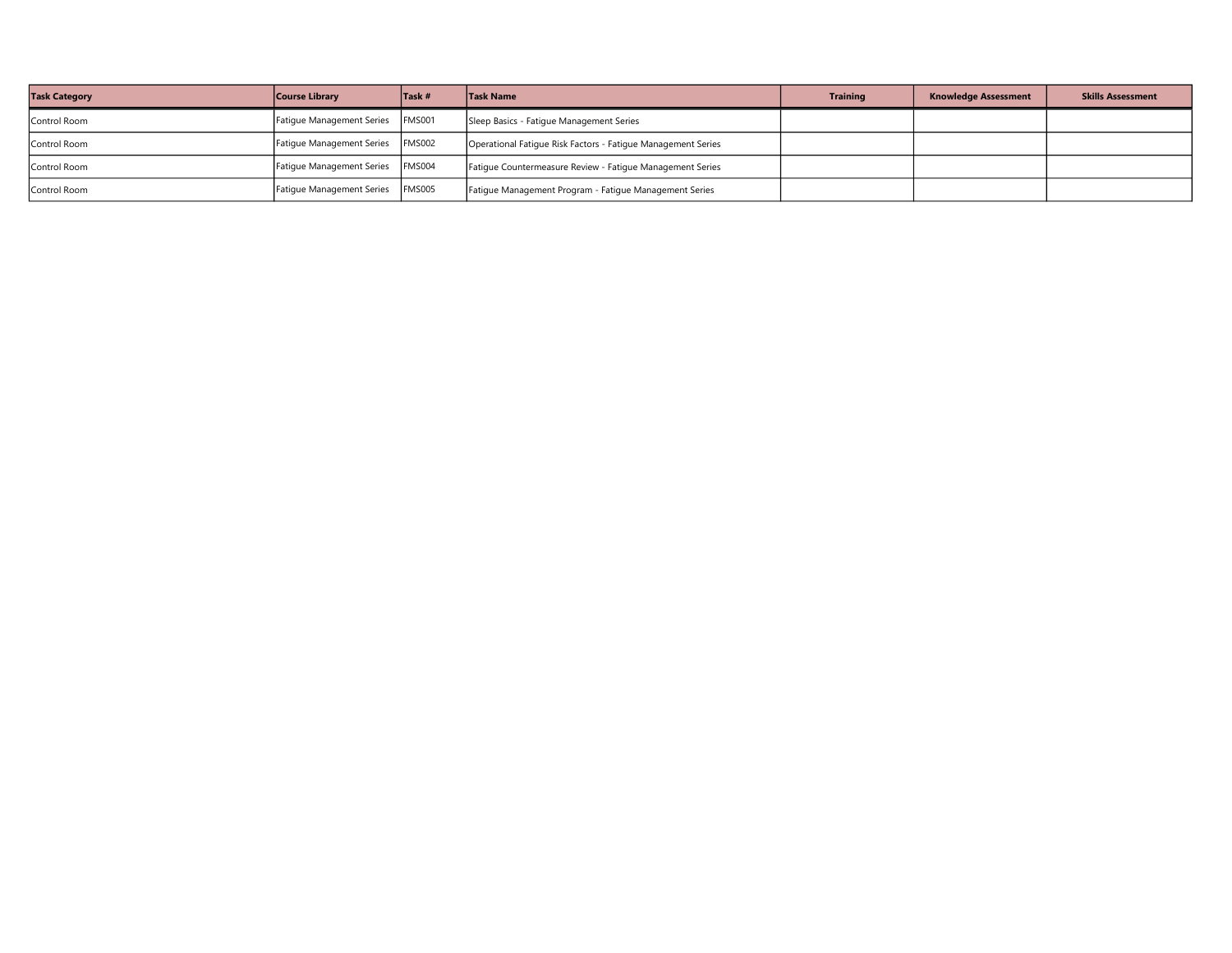| Task Category | Course Library | Task # | Task Name | Training | Knowledge Assessment | Skills Assessment |
| --- | --- | --- | --- | --- | --- | --- |
| Control Room | Fatigue Management Series | FMS001 | Sleep Basics - Fatigue Management Series | | | |
| Control Room | Fatigue Management Series | FMS002 | Operational Fatigue Risk Factors - Fatigue Management Series | | | |
| Control Room | Fatigue Management Series | FMS004 | Fatigue Countermeasure Review - Fatigue Management Series | | | |
| Control Room | Fatigue Management Series | FMS005 | Fatigue Management Program - Fatigue Management Series | | | |